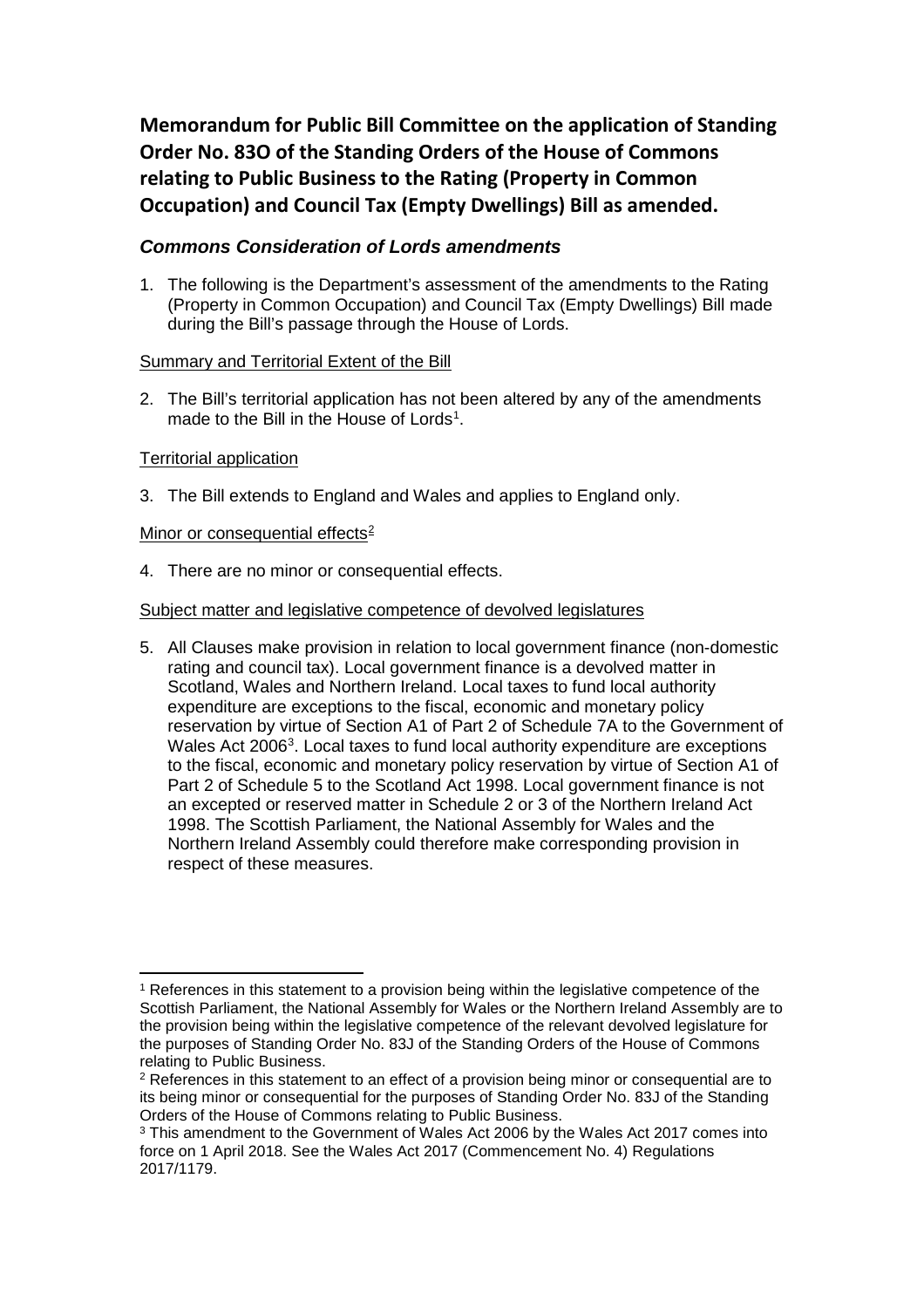# Memorandum for Public Bill Committee on the application of Standing Order No. 83O of the Standing Orders of the House of Commons relating to Public Business to the Rating (Property in Common Occupation) and Council Tax (Empty Dwellings) Bill as amended.

## *Commons Consideration of Lords amendments*

1. The following is the Department's assessment of the amendments to the Rating (Property in Common Occupation) and Council Tax (Empty Dwellings) Bill made during the Bill's passage through the House of Lords.

<u>Summary and Territorial Extent of the Bill</u>

2. The Bill's territorial application has not been altered by any of the amendments made to the Bill in the House of Lords[1].

<u>Territorial application</u>

3. The Bill extends to England and Wales and applies to England only.

<u>Minor or consequential effects[2]</u>

4. There are no minor or consequential effects.

<u>Subject matter and legislative competence of devolved legislatures</u>

5. All Clauses make provision in relation to local government finance (non-domestic rating and council tax). Local government finance is a devolved matter in Scotland, Wales and Northern Ireland. Local taxes to fund local authority expenditure are exceptions to the fiscal, economic and monetary policy reservation by virtue of Section A1 of Part 2 of Schedule 7A to the Government of Wales Act 2006[3]. Local taxes to fund local authority expenditure are exceptions to the fiscal, economic and monetary policy reservation by virtue of Section A1 of Part 2 of Schedule 5 to the Scotland Act 1998. Local government finance is not an excepted or reserved matter in Schedule 2 or 3 of the Northern Ireland Act 1998. The Scottish Parliament, the National Assembly for Wales and the Northern Ireland Assembly could therefore make corresponding provision in respect of these measures.

---

[1] References in this statement to a provision being within the legislative competence of the Scottish Parliament, the National Assembly for Wales or the Northern Ireland Assembly are to the provision being within the legislative competence of the relevant devolved legislature for the purposes of Standing Order No. 83J of the Standing Orders of the House of Commons relating to Public Business.

[2] References in this statement to an effect of a provision being minor or consequential are to its being minor or consequential for the purposes of Standing Order No. 83J of the Standing Orders of the House of Commons relating to Public Business.

[3] This amendment to the Government of Wales Act 2006 by the Wales Act 2017 comes into force on 1 April 2018. See the Wales Act 2017 (Commencement No. 4) Regulations 2017/1179.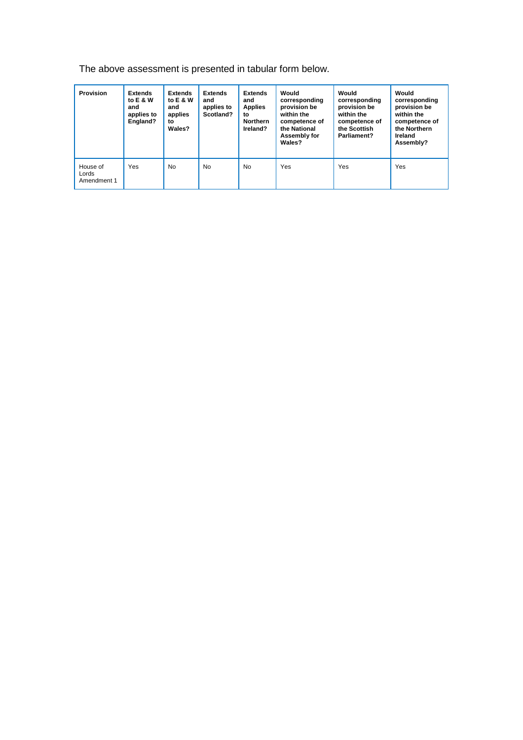The above assessment is presented in tabular form below.

| Provision | Extends to E & W and applies to England? | Extends to E & W and applies to Wales? | Extends and applies to Scotland? | Extends and Applies to Northern Ireland? | Would corresponding provision be within the competence of the National Assembly for Wales? | Would corresponding provision be within the competence of the Scottish Parliament? | Would corresponding provision be within the competence of the Northern Ireland Assembly? |
|---|---|---|---|---|---|---|---|
| House of Lords Amendment 1 | Yes | No | No | No | Yes | Yes | Yes |